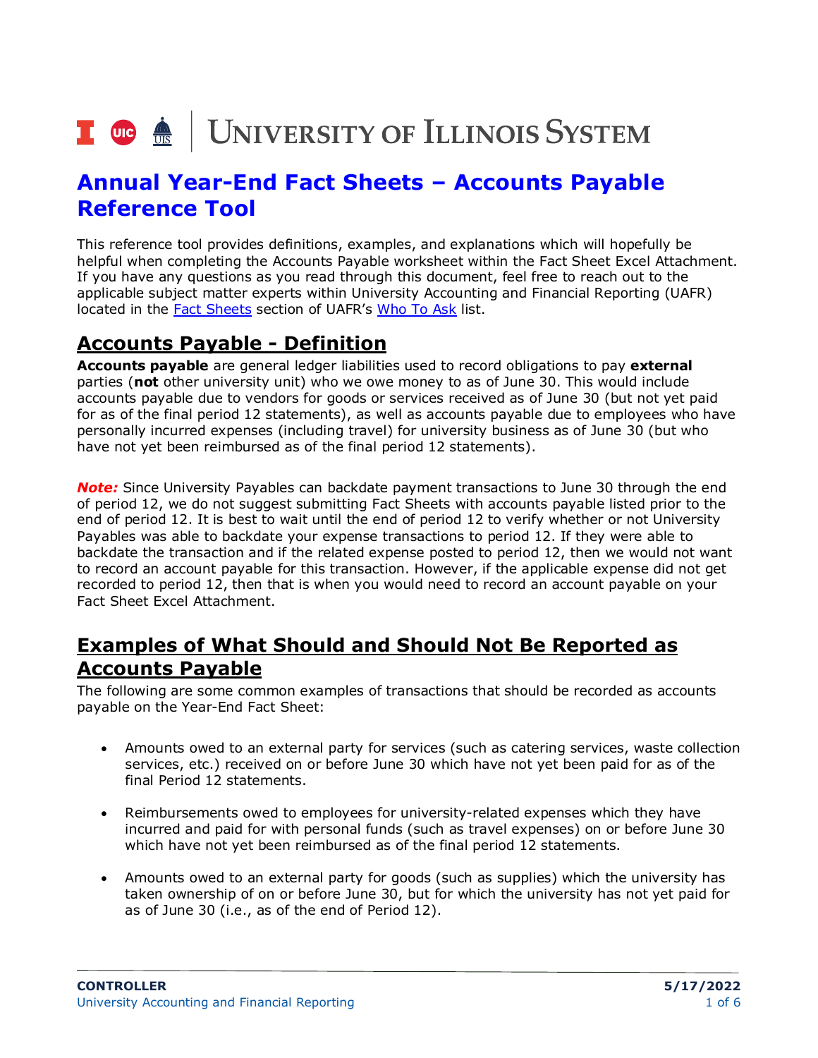# Annual Year-End Fact Sheets – Accounts Payable Reference Tool

This reference tool provides definitions, examples, and explanations which will hopefully be helpful when completing the Accounts Payable worksheet within the Fact Sheet Excel Attachment. If you have any questions as you read through this document, feel free to reach out to the applicable subject matter experts within University Accounting and Financial Reporting (UAFR) located in the Fact Sheets section of UAFR's Who To Ask list.

## Accounts Payable - Definition

**Accounts payable** are general ledger liabilities used to record obligations to pay **external** parties (**not** other university unit) who we owe money to as of June 30. This would include accounts payable due to vendors for goods or services received as of June 30 (but not yet paid for as of the final period 12 statements), as well as accounts payable due to employees who have personally incurred expenses (including travel) for university business as of June 30 (but who have not yet been reimbursed as of the final period 12 statements).

***Note:*** Since University Payables can backdate payment transactions to June 30 through the end of period 12, we do not suggest submitting Fact Sheets with accounts payable listed prior to the end of period 12. It is best to wait until the end of period 12 to verify whether or not University Payables was able to backdate your expense transactions to period 12. If they were able to backdate the transaction and if the related expense posted to period 12, then we would not want to record an account payable for this transaction. However, if the applicable expense did not get recorded to period 12, then that is when you would need to record an account payable on your Fact Sheet Excel Attachment.

## Examples of What Should and Should Not Be Reported as Accounts Payable

The following are some common examples of transactions that should be recorded as accounts payable on the Year-End Fact Sheet:

- Amounts owed to an external party for services (such as catering services, waste collection services, etc.) received on or before June 30 which have not yet been paid for as of the final Period 12 statements.
- Reimbursements owed to employees for university-related expenses which they have incurred and paid for with personal funds (such as travel expenses) on or before June 30 which have not yet been reimbursed as of the final period 12 statements.
- Amounts owed to an external party for goods (such as supplies) which the university has taken ownership of on or before June 30, but for which the university has not yet paid for as of June 30 (i.e., as of the end of Period 12).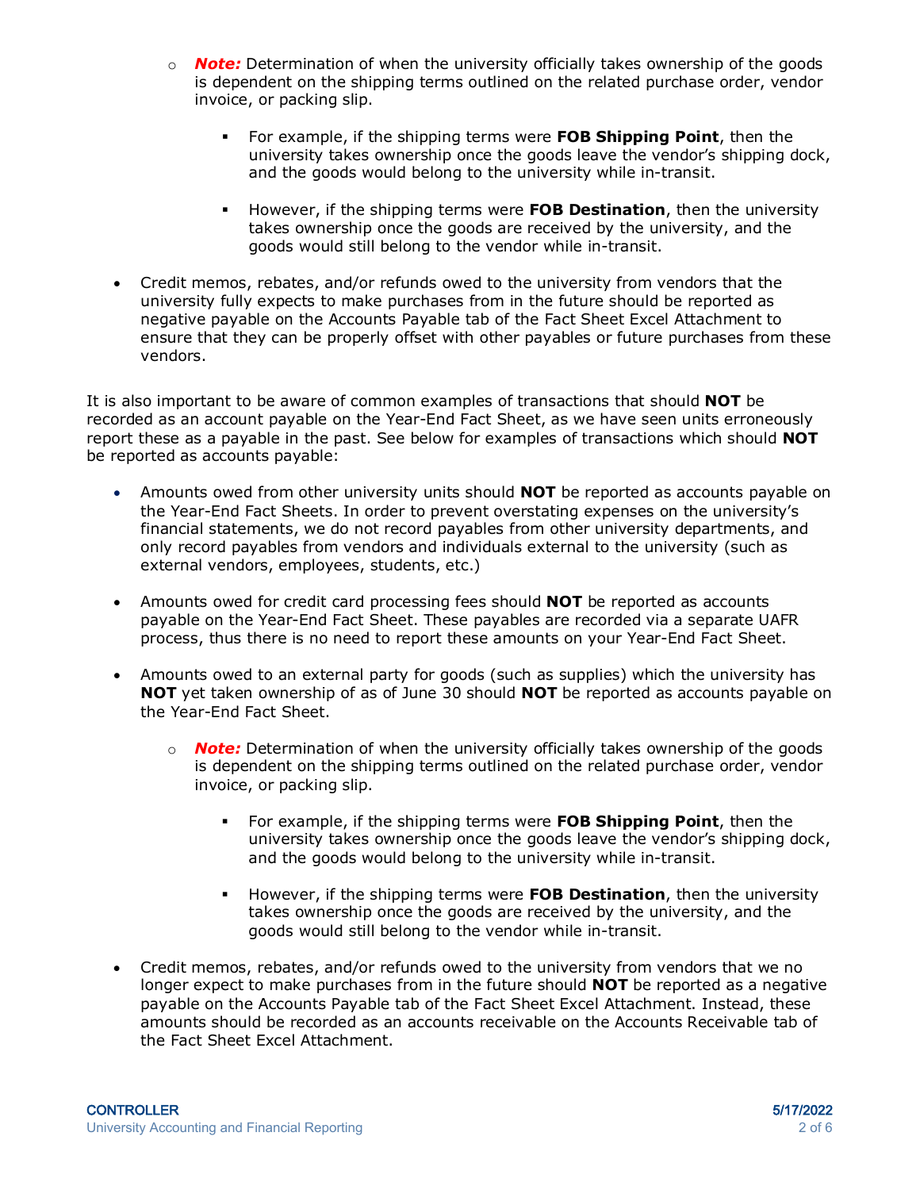- ***Note:*** Determination of when the university officially takes ownership of the goods is dependent on the shipping terms outlined on the related purchase order, vendor invoice, or packing slip.
    - For example, if the shipping terms were **FOB Shipping Point**, then the university takes ownership once the goods leave the vendor's shipping dock, and the goods would belong to the university while in-transit.
    - However, if the shipping terms were **FOB Destination**, then the university takes ownership once the goods are received by the university, and the goods would still belong to the vendor while in-transit.
- Credit memos, rebates, and/or refunds owed to the university from vendors that the university fully expects to make purchases from in the future should be reported as negative payable on the Accounts Payable tab of the Fact Sheet Excel Attachment to ensure that they can be properly offset with other payables or future purchases from these vendors.

It is also important to be aware of common examples of transactions that should **NOT** be recorded as an account payable on the Year-End Fact Sheet, as we have seen units erroneously report these as a payable in the past. See below for examples of transactions which should **NOT** be reported as accounts payable:

- Amounts owed from other university units should **NOT** be reported as accounts payable on the Year-End Fact Sheets. In order to prevent overstating expenses on the university's financial statements, we do not record payables from other university departments, and only record payables from vendors and individuals external to the university (such as external vendors, employees, students, etc.)
- Amounts owed for credit card processing fees should **NOT** be reported as accounts payable on the Year-End Fact Sheet. These payables are recorded via a separate UAFR process, thus there is no need to report these amounts on your Year-End Fact Sheet.
- Amounts owed to an external party for goods (such as supplies) which the university has **NOT** yet taken ownership of as of June 30 should **NOT** be reported as accounts payable on the Year-End Fact Sheet.
  - ***Note:*** Determination of when the university officially takes ownership of the goods is dependent on the shipping terms outlined on the related purchase order, vendor invoice, or packing slip.
    - For example, if the shipping terms were **FOB Shipping Point**, then the university takes ownership once the goods leave the vendor's shipping dock, and the goods would belong to the university while in-transit.
    - However, if the shipping terms were **FOB Destination**, then the university takes ownership once the goods are received by the university, and the goods would still belong to the vendor while in-transit.
- Credit memos, rebates, and/or refunds owed to the university from vendors that we no longer expect to make purchases from in the future should **NOT** be reported as a negative payable on the Accounts Payable tab of the Fact Sheet Excel Attachment. Instead, these amounts should be recorded as an accounts receivable on the Accounts Receivable tab of the Fact Sheet Excel Attachment.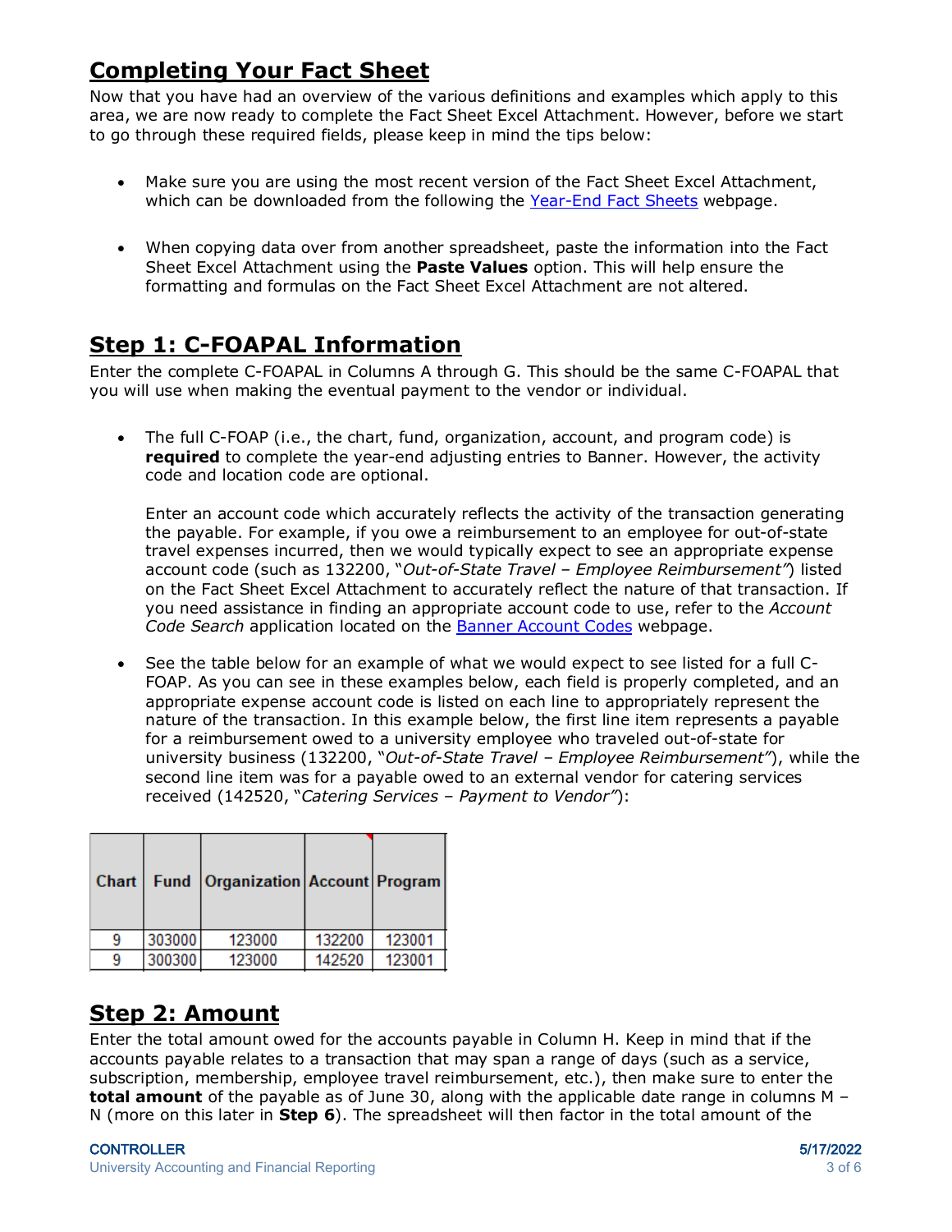## Completing Your Fact Sheet

Now that you have had an overview of the various definitions and examples which apply to this area, we are now ready to complete the Fact Sheet Excel Attachment. However, before we start to go through these required fields, please keep in mind the tips below:

- Make sure you are using the most recent version of the Fact Sheet Excel Attachment, which can be downloaded from the following the Year-End Fact Sheets webpage.

- When copying data over from another spreadsheet, paste the information into the Fact Sheet Excel Attachment using the **Paste Values** option. This will help ensure the formatting and formulas on the Fact Sheet Excel Attachment are not altered.

## Step 1: C-FOAPAL Information

Enter the complete C-FOAPAL in Columns A through G. This should be the same C-FOAPAL that you will use when making the eventual payment to the vendor or individual.

- The full C-FOAP (i.e., the chart, fund, organization, account, and program code) is **required** to complete the year-end adjusting entries to Banner. However, the activity code and location code are optional.

  Enter an account code which accurately reflects the activity of the transaction generating the payable. For example, if you owe a reimbursement to an employee for out-of-state travel expenses incurred, then we would typically expect to see an appropriate expense account code (such as 132200, "*Out-of-State Travel – Employee Reimbursement"*) listed on the Fact Sheet Excel Attachment to accurately reflect the nature of that transaction. If you need assistance in finding an appropriate account code to use, refer to the *Account Code Search* application located on the Banner Account Codes webpage.

- See the table below for an example of what we would expect to see listed for a full C-FOAP. As you can see in these examples below, each field is properly completed, and an appropriate expense account code is listed on each line to appropriately represent the nature of the transaction. In this example below, the first line item represents a payable for a reimbursement owed to a university employee who traveled out-of-state for university business (132200, "*Out-of-State Travel – Employee Reimbursement"*), while the second line item was for a payable owed to an external vendor for catering services received (142520, "*Catering Services – Payment to Vendor"*):

| Chart | Fund | Organization | Account | Program |
|---|---|---|---|---|
| 9 | 303000 | 123000 | 132200 | 123001 |
| 9 | 300300 | 123000 | 142520 | 123001 |

## Step 2: Amount

Enter the total amount owed for the accounts payable in Column H. Keep in mind that if the accounts payable relates to a transaction that may span a range of days (such as a service, subscription, membership, employee travel reimbursement, etc.), then make sure to enter the **total amount** of the payable as of June 30, along with the applicable date range in columns M – N (more on this later in **Step 6**). The spreadsheet will then factor in the total amount of the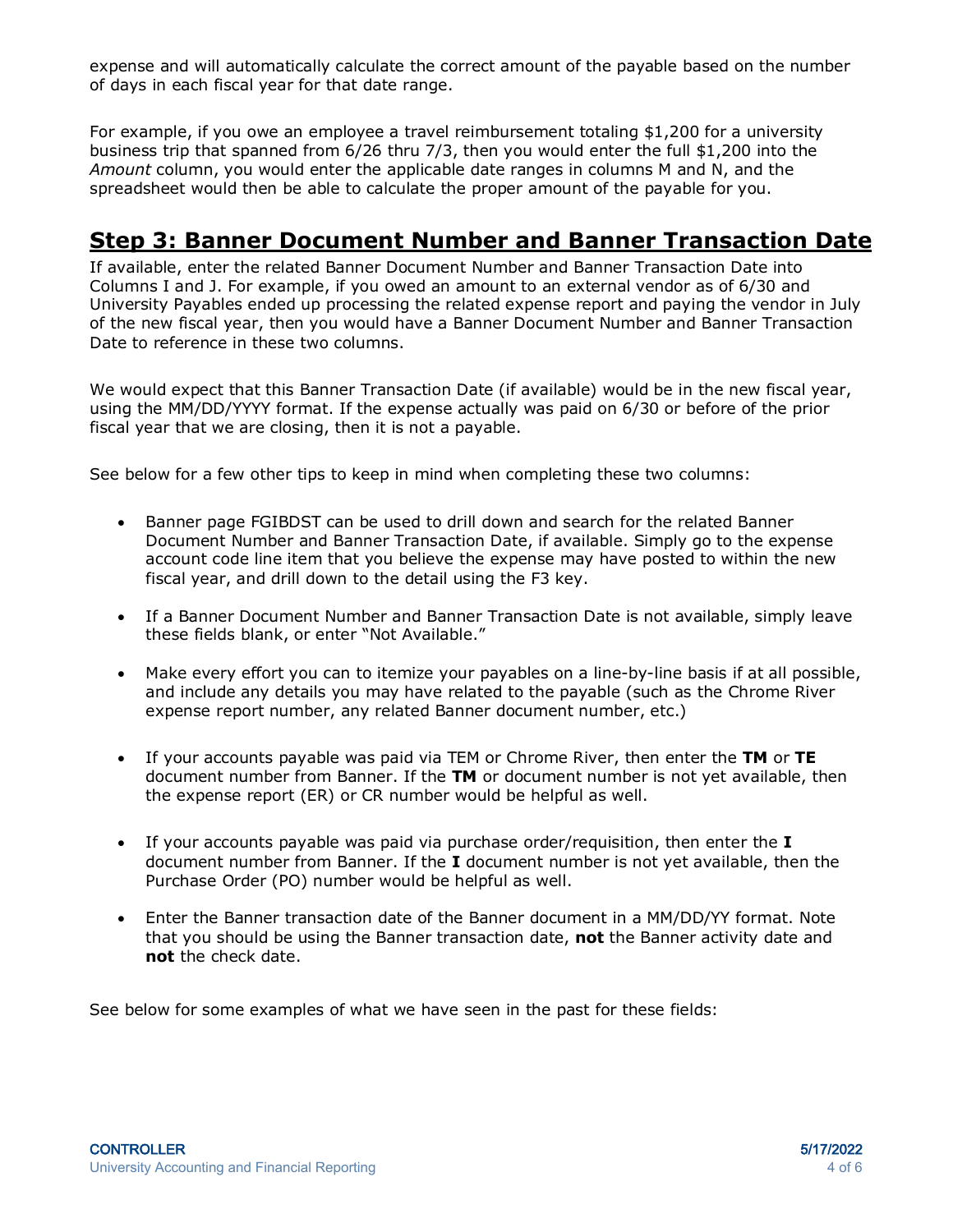expense and will automatically calculate the correct amount of the payable based on the number of days in each fiscal year for that date range.

For example, if you owe an employee a travel reimbursement totaling $1,200 for a university business trip that spanned from 6/26 thru 7/3, then you would enter the full $1,200 into the *Amount* column, you would enter the applicable date ranges in columns M and N, and the spreadsheet would then be able to calculate the proper amount of the payable for you.

## Step 3: Banner Document Number and Banner Transaction Date

If available, enter the related Banner Document Number and Banner Transaction Date into Columns I and J. For example, if you owed an amount to an external vendor as of 6/30 and University Payables ended up processing the related expense report and paying the vendor in July of the new fiscal year, then you would have a Banner Document Number and Banner Transaction Date to reference in these two columns.

We would expect that this Banner Transaction Date (if available) would be in the new fiscal year, using the MM/DD/YYYY format. If the expense actually was paid on 6/30 or before of the prior fiscal year that we are closing, then it is not a payable.

See below for a few other tips to keep in mind when completing these two columns:

- Banner page FGIBDST can be used to drill down and search for the related Banner Document Number and Banner Transaction Date, if available. Simply go to the expense account code line item that you believe the expense may have posted to within the new fiscal year, and drill down to the detail using the F3 key.
- If a Banner Document Number and Banner Transaction Date is not available, simply leave these fields blank, or enter "Not Available."
- Make every effort you can to itemize your payables on a line-by-line basis if at all possible, and include any details you may have related to the payable (such as the Chrome River expense report number, any related Banner document number, etc.)
- If your accounts payable was paid via TEM or Chrome River, then enter the **TM** or **TE** document number from Banner. If the **TM** or document number is not yet available, then the expense report (ER) or CR number would be helpful as well.
- If your accounts payable was paid via purchase order/requisition, then enter the **I** document number from Banner. If the **I** document number is not yet available, then the Purchase Order (PO) number would be helpful as well.
- Enter the Banner transaction date of the Banner document in a MM/DD/YY format. Note that you should be using the Banner transaction date, **not** the Banner activity date and **not** the check date.

See below for some examples of what we have seen in the past for these fields: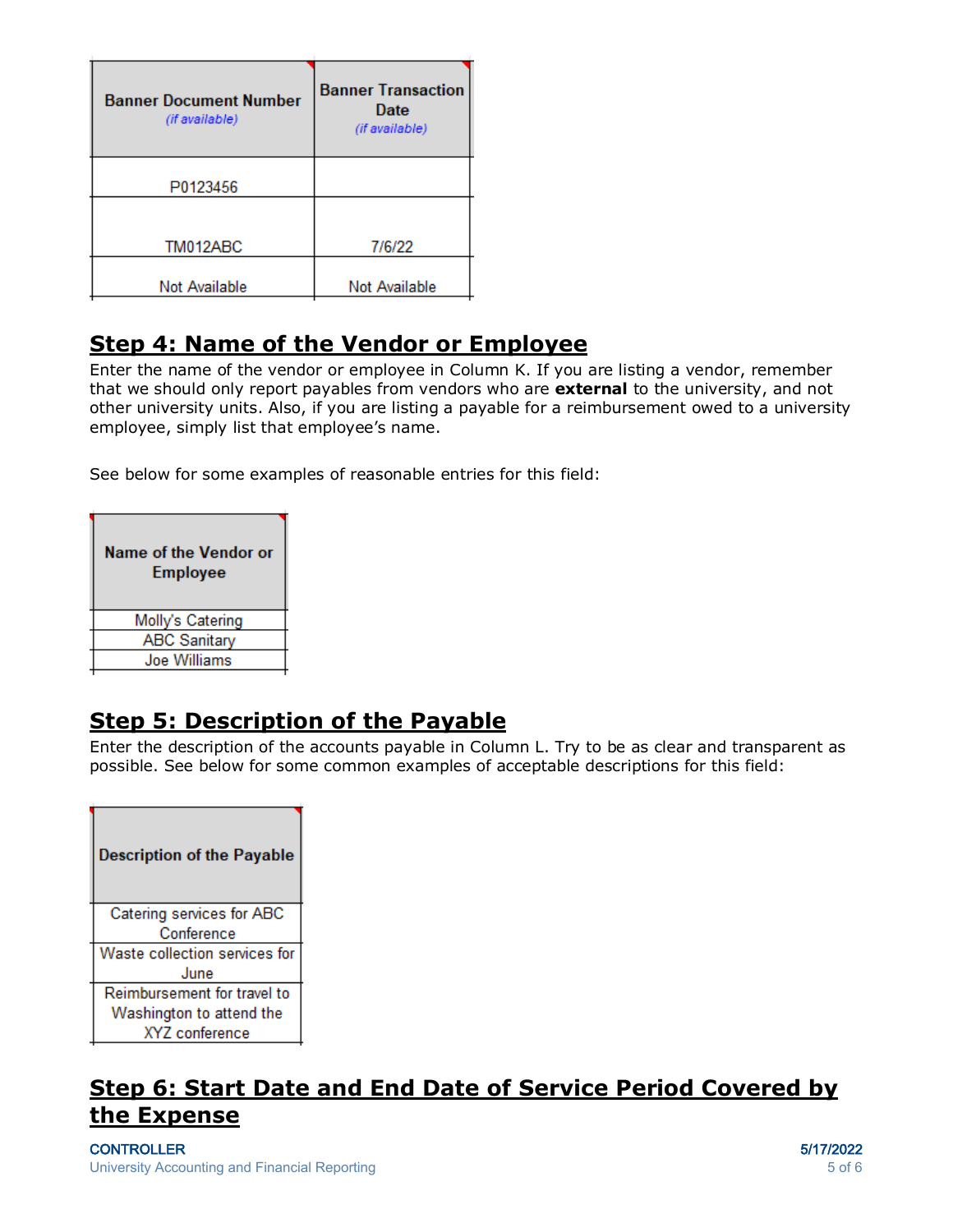| Banner Document Number *(if available)* | Banner Transaction Date *(if available)* |
| --- | --- |
| P0123456 | |
| TM012ABC | 7/6/22 |
| Not Available | Not Available |

## Step 4: Name of the Vendor or Employee

Enter the name of the vendor or employee in Column K. If you are listing a vendor, remember that we should only report payables from vendors who are **external** to the university, and not other university units. Also, if you are listing a payable for a reimbursement owed to a university employee, simply list that employee's name.

See below for some examples of reasonable entries for this field:

| Name of the Vendor or Employee |
| --- |
| Molly's Catering |
| ABC Sanitary |
| Joe Williams |

## Step 5: Description of the Payable

Enter the description of the accounts payable in Column L. Try to be as clear and transparent as possible. See below for some common examples of acceptable descriptions for this field:

| Description of the Payable |
| --- |
| Catering services for ABC Conference |
| Waste collection services for June |
| Reimbursement for travel to Washington to attend the XYZ conference |

## Step 6: Start Date and End Date of Service Period Covered by the Expense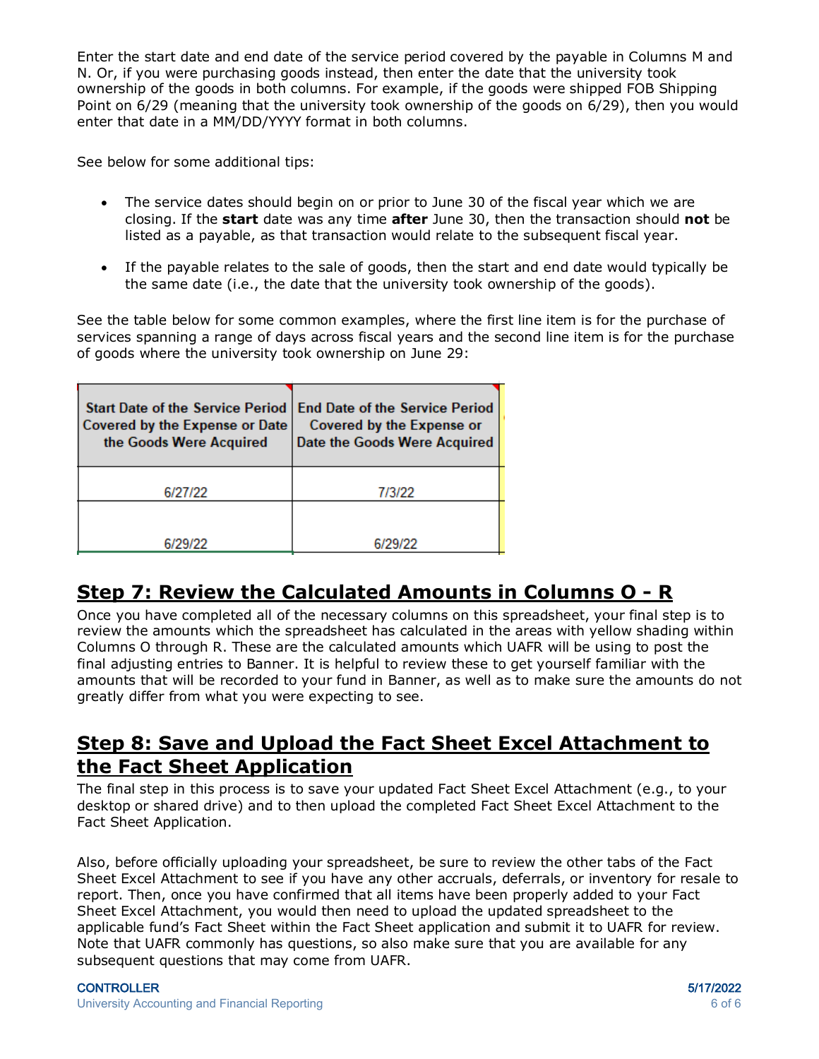Enter the start date and end date of the service period covered by the payable in Columns M and N. Or, if you were purchasing goods instead, then enter the date that the university took ownership of the goods in both columns. For example, if the goods were shipped FOB Shipping Point on 6/29 (meaning that the university took ownership of the goods on 6/29), then you would enter that date in a MM/DD/YYYY format in both columns.

See below for some additional tips:

- The service dates should begin on or prior to June 30 of the fiscal year which we are closing. If the **start** date was any time **after** June 30, then the transaction should **not** be listed as a payable, as that transaction would relate to the subsequent fiscal year.
- If the payable relates to the sale of goods, then the start and end date would typically be the same date (i.e., the date that the university took ownership of the goods).

See the table below for some common examples, where the first line item is for the purchase of services spanning a range of days across fiscal years and the second line item is for the purchase of goods where the university took ownership on June 29:

| Start Date of the Service Period Covered by the Expense or Date the Goods Were Acquired | End Date of the Service Period Covered by the Expense or Date the Goods Were Acquired |
|---|---|
| 6/27/22 | 7/3/22 |
| 6/29/22 | 6/29/22 |

## Step 7: Review the Calculated Amounts in Columns O - R

Once you have completed all of the necessary columns on this spreadsheet, your final step is to review the amounts which the spreadsheet has calculated in the areas with yellow shading within Columns O through R. These are the calculated amounts which UAFR will be using to post the final adjusting entries to Banner. It is helpful to review these to get yourself familiar with the amounts that will be recorded to your fund in Banner, as well as to make sure the amounts do not greatly differ from what you were expecting to see.

## Step 8: Save and Upload the Fact Sheet Excel Attachment to the Fact Sheet Application

The final step in this process is to save your updated Fact Sheet Excel Attachment (e.g., to your desktop or shared drive) and to then upload the completed Fact Sheet Excel Attachment to the Fact Sheet Application.

Also, before officially uploading your spreadsheet, be sure to review the other tabs of the Fact Sheet Excel Attachment to see if you have any other accruals, deferrals, or inventory for resale to report. Then, once you have confirmed that all items have been properly added to your Fact Sheet Excel Attachment, you would then need to upload the updated spreadsheet to the applicable fund's Fact Sheet within the Fact Sheet application and submit it to UAFR for review. Note that UAFR commonly has questions, so also make sure that you are available for any subsequent questions that may come from UAFR.